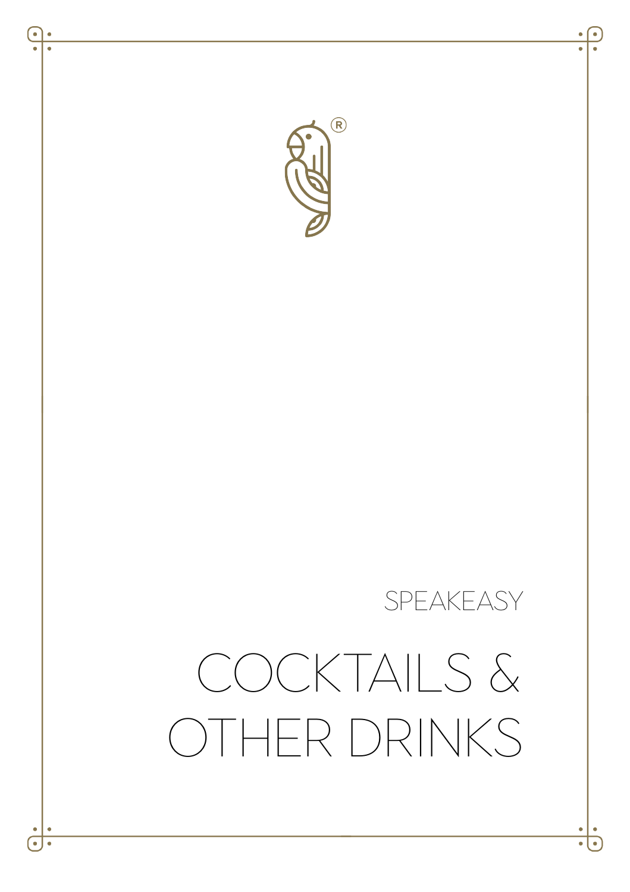SPEAKEASY

# COCKTAILS & OTHER DRINKS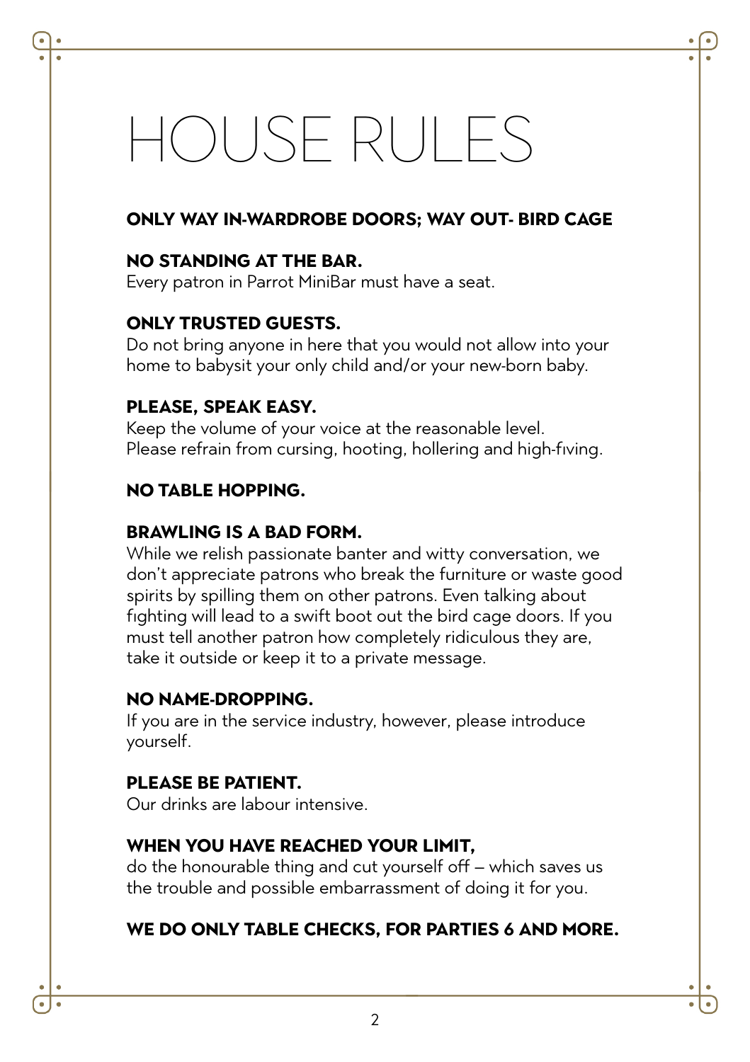# HOUSE RULES

**ONLY WAY IN-WARDROBE DOORS; WAY OUT- BIRD CAGE**

**NO STANDING AT THE BAR.**
Every patron in Parrot MiniBar must have a seat.

**ONLY TRUSTED GUESTS.**
Do not bring anyone in here that you would not allow into your home to babysit your only child and/or your new-born baby.

**PLEASE, SPEAK EASY.**
Keep the volume of your voice at the reasonable level.
Please refrain from cursing, hooting, hollering and high-fiving.

**NO TABLE HOPPING.**

**BRAWLING IS A BAD FORM.**
While we relish passionate banter and witty conversation, we don't appreciate patrons who break the furniture or waste good spirits by spilling them on other patrons. Even talking about fighting will lead to a swift boot out the bird cage doors. If you must tell another patron how completely ridiculous they are, take it outside or keep it to a private message.

**NO NAME-DROPPING.**
If you are in the service industry, however, please introduce yourself.

**PLEASE BE PATIENT.**
Our drinks are labour intensive.

**WHEN YOU HAVE REACHED YOUR LIMIT,**
do the honourable thing and cut yourself off – which saves us the trouble and possible embarrassment of doing it for you.

**WE DO ONLY TABLE CHECKS, FOR PARTIES 6 AND MORE.**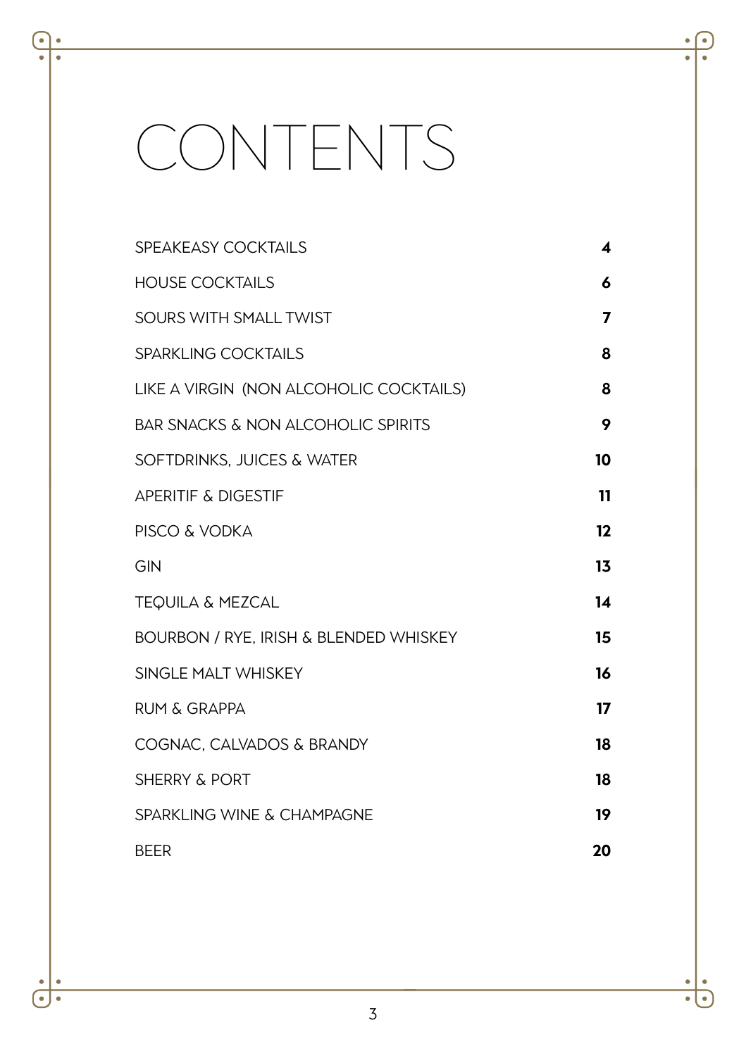# CONTENTS

| | |
|---|---|
| SPEAKEASY COCKTAILS | **4** |
| HOUSE COCKTAILS | **6** |
| SOURS WITH SMALL TWIST | **7** |
| SPARKLING COCKTAILS | **8** |
| LIKE A VIRGIN (NON ALCOHOLIC COCKTAILS) | **8** |
| BAR SNACKS & NON ALCOHOLIC SPIRITS | **9** |
| SOFTDRINKS, JUICES & WATER | **10** |
| APERITIF & DIGESTIF | **11** |
| PISCO & VODKA | **12** |
| GIN | **13** |
| TEQUILA & MEZCAL | **14** |
| BOURBON / RYE, IRISH & BLENDED WHISKEY | **15** |
| SINGLE MALT WHISKEY | **16** |
| RUM & GRAPPA | **17** |
| COGNAC, CALVADOS & BRANDY | **18** |
| SHERRY & PORT | **18** |
| SPARKLING WINE & CHAMPAGNE | **19** |
| BEER | **20** |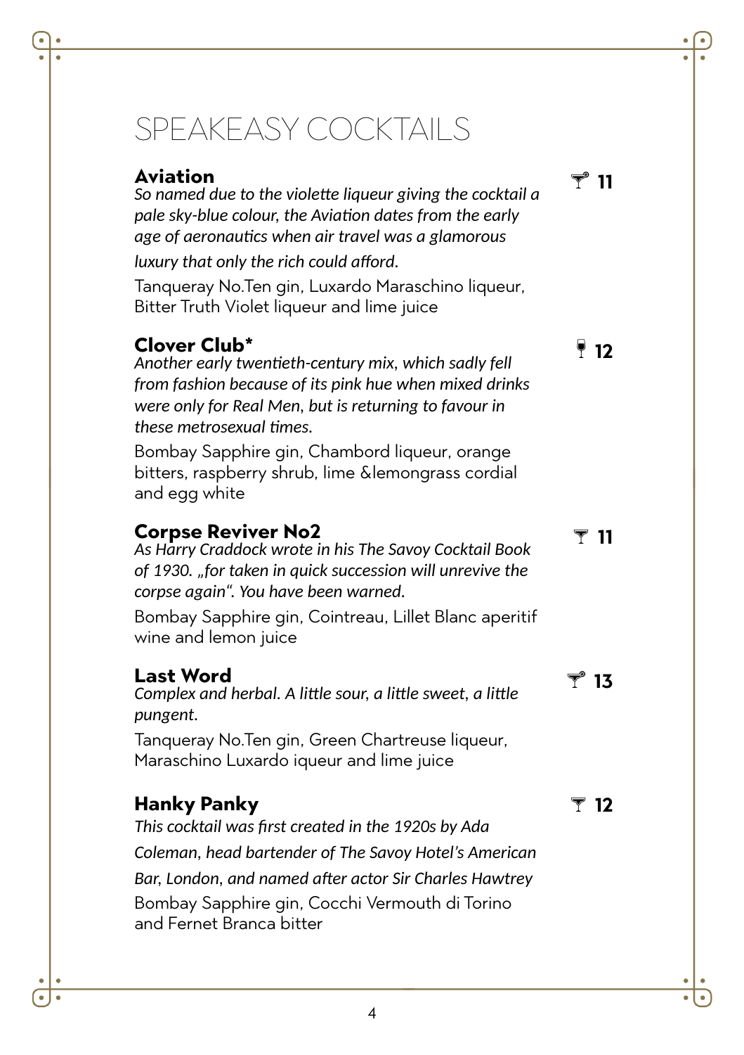# SPEAKEASY COCKTAILS

**Aviation** 11

*So named due to the violette liqueur giving the cocktail a pale sky-blue colour, the Aviation dates from the early age of aeronautics when air travel was a glamorous luxury that only the rich could afford.*

Tanqueray No.Ten gin, Luxardo Maraschino liqueur, Bitter Truth Violet liqueur and lime juice

**Clover Club*** 12

*Another early twentieth-century mix, which sadly fell from fashion because of its pink hue when mixed drinks were only for Real Men, but is returning to favour in these metrosexual times.*

Bombay Sapphire gin, Chambord liqueur, orange bitters, raspberry shrub, lime &lemongrass cordial and egg white

**Corpse Reviver No2** 11

*As Harry Craddock wrote in his The Savoy Cocktail Book of 1930. „for taken in quick succession will unrevive the corpse again". You have been warned.*

Bombay Sapphire gin, Cointreau, Lillet Blanc aperitif wine and lemon juice

**Last Word** 13

*Complex and herbal. A little sour, a little sweet, a little pungent.*

Tanqueray No.Ten gin, Green Chartreuse liqueur, Maraschino Luxardo iqueur and lime juice

**Hanky Panky** 12

*This cocktail was first created in the 1920s by Ada Coleman, head bartender of The Savoy Hotel's American Bar, London, and named after actor Sir Charles Hawtrey*

Bombay Sapphire gin, Cocchi Vermouth di Torino and Fernet Branca bitter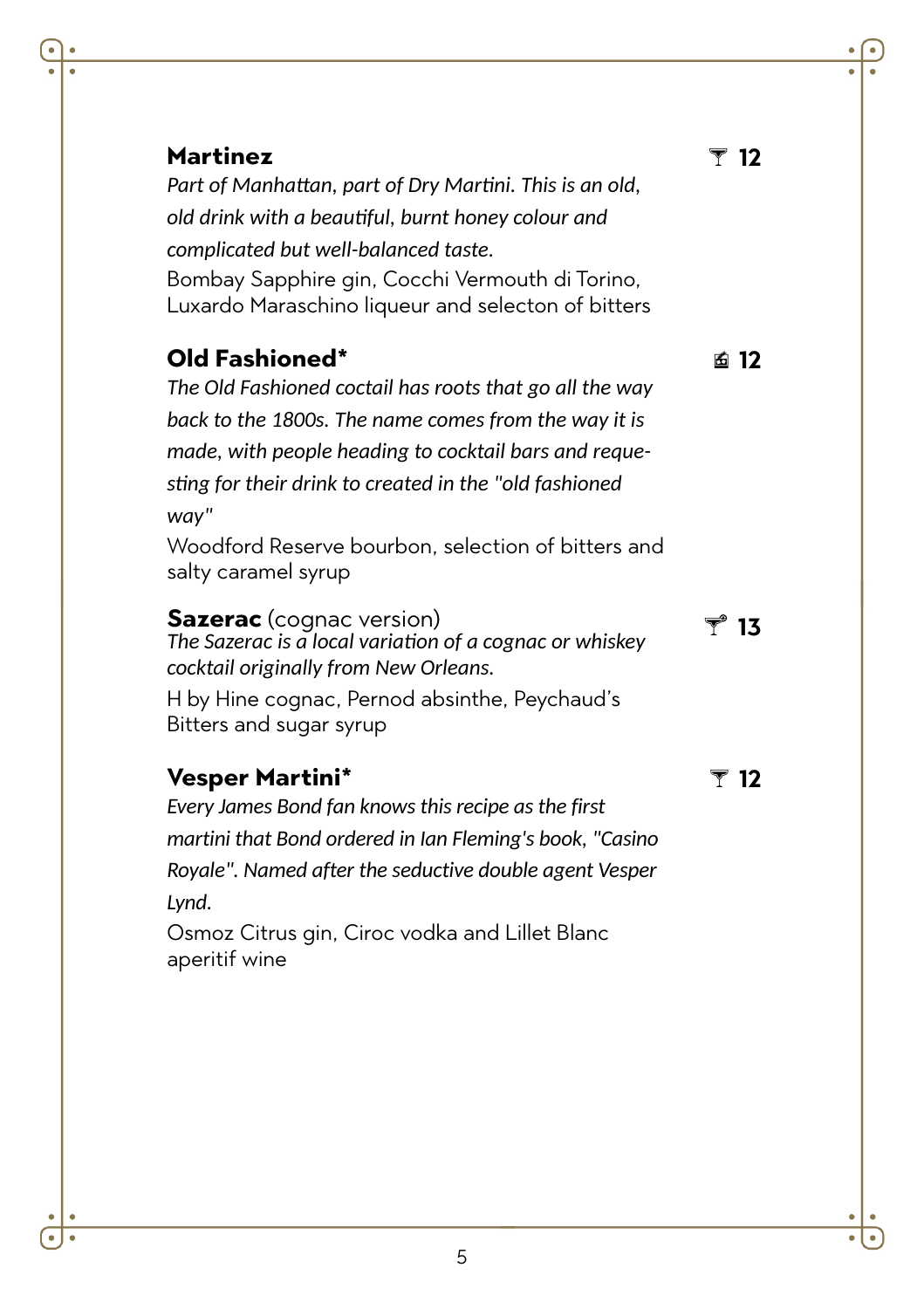## Martinez — 12

*Part of Manhattan, part of Dry Martini. This is an old, old drink with a beautiful, burnt honey colour and complicated but well-balanced taste.*

Bombay Sapphire gin, Cocchi Vermouth di Torino, Luxardo Maraschino liqueur and selecton of bitters

## Old Fashioned* — 12

*The Old Fashioned coctail has roots that go all the way back to the 1800s. The name comes from the way it is made, with people heading to cocktail bars and reque-sting for their drink to created in the "old fashioned way"*

Woodford Reserve bourbon, selection of bitters and salty caramel syrup

## Sazerac (cognac version) — 13

*The Sazerac is a local variation of a cognac or whiskey cocktail originally from New Orleans.*

H by Hine cognac, Pernod absinthe, Peychaud's Bitters and sugar syrup

## Vesper Martini* — 12

*Every James Bond fan knows this recipe as the first martini that Bond ordered in Ian Fleming's book, "Casino Royale". Named after the seductive double agent Vesper Lynd.*

Osmoz Citrus gin, Ciroc vodka and Lillet Blanc aperitif wine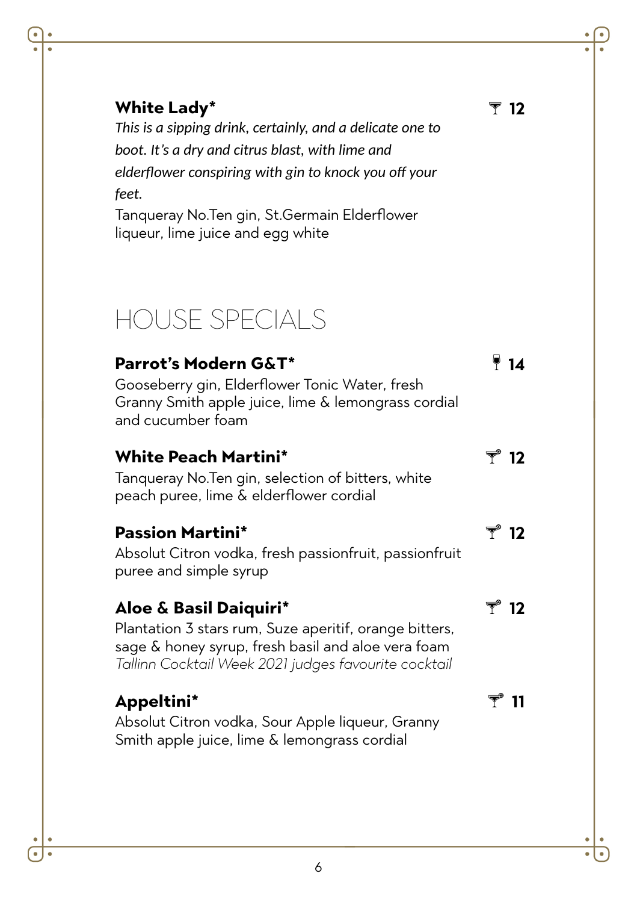**White Lady*** 12

*This is a sipping drink, certainly, and a delicate one to boot. It's a dry and citrus blast, with lime and elderflower conspiring with gin to knock you off your feet.*

Tanqueray No.Ten gin, St.Germain Elderflower liqueur, lime juice and egg white

# HOUSE SPECIALS

**Parrot's Modern G&T*** 14

Gooseberry gin, Elderflower Tonic Water, fresh Granny Smith apple juice, lime & lemongrass cordial and cucumber foam

**White Peach Martini*** 12

Tanqueray No.Ten gin, selection of bitters, white peach puree, lime & elderflower cordial

**Passion Martini*** 12

Absolut Citron vodka, fresh passionfruit, passionfruit puree and simple syrup

**Aloe & Basil Daiquiri*** 12

Plantation 3 stars rum, Suze aperitif, orange bitters, sage & honey syrup, fresh basil and aloe vera foam

*Tallinn Cocktail Week 2021 judges favourite cocktail*

**Appeltini*** 11

Absolut Citron vodka, Sour Apple liqueur, Granny Smith apple juice, lime & lemongrass cordial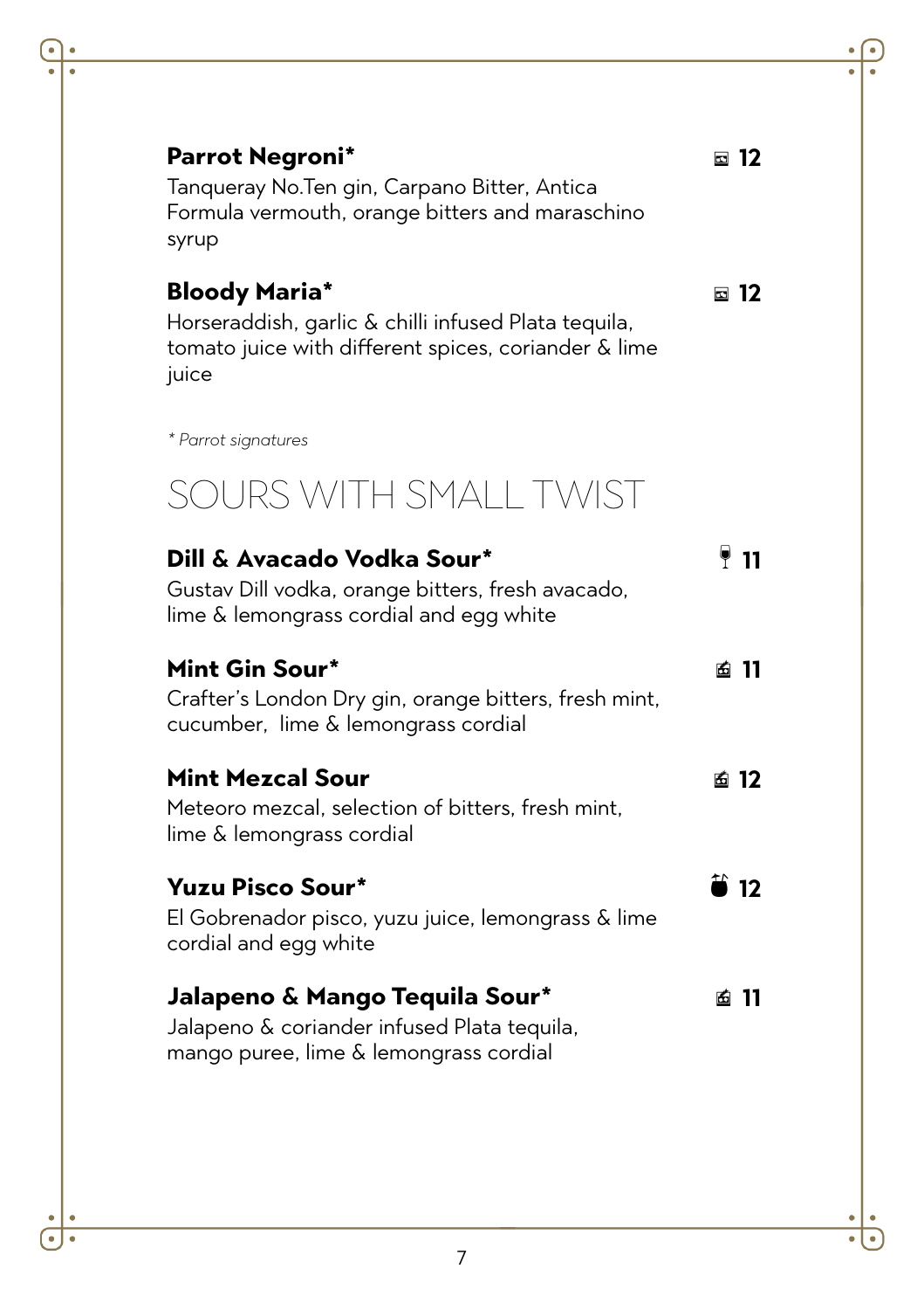**Parrot Negroni*** 12

Tanqueray No.Ten gin, Carpano Bitter, Antica Formula vermouth, orange bitters and maraschino syrup

**Bloody Maria*** 12

Horseraddish, garlic & chilli infused Plata tequila, tomato juice with different spices, coriander & lime juice

*\* Parrot signatures*

# SOURS WITH SMALL TWIST

**Dill & Avacado Vodka Sour*** 11

Gustav Dill vodka, orange bitters, fresh avacado, lime & lemongrass cordial and egg white

**Mint Gin Sour*** 11

Crafter's London Dry gin, orange bitters, fresh mint, cucumber, lime & lemongrass cordial

**Mint Mezcal Sour** 12

Meteoro mezcal, selection of bitters, fresh mint, lime & lemongrass cordial

**Yuzu Pisco Sour*** 12

El Gobrenador pisco, yuzu juice, lemongrass & lime cordial and egg white

**Jalapeno & Mango Tequila Sour*** 11

Jalapeno & coriander infused Plata tequila, mango puree, lime & lemongrass cordial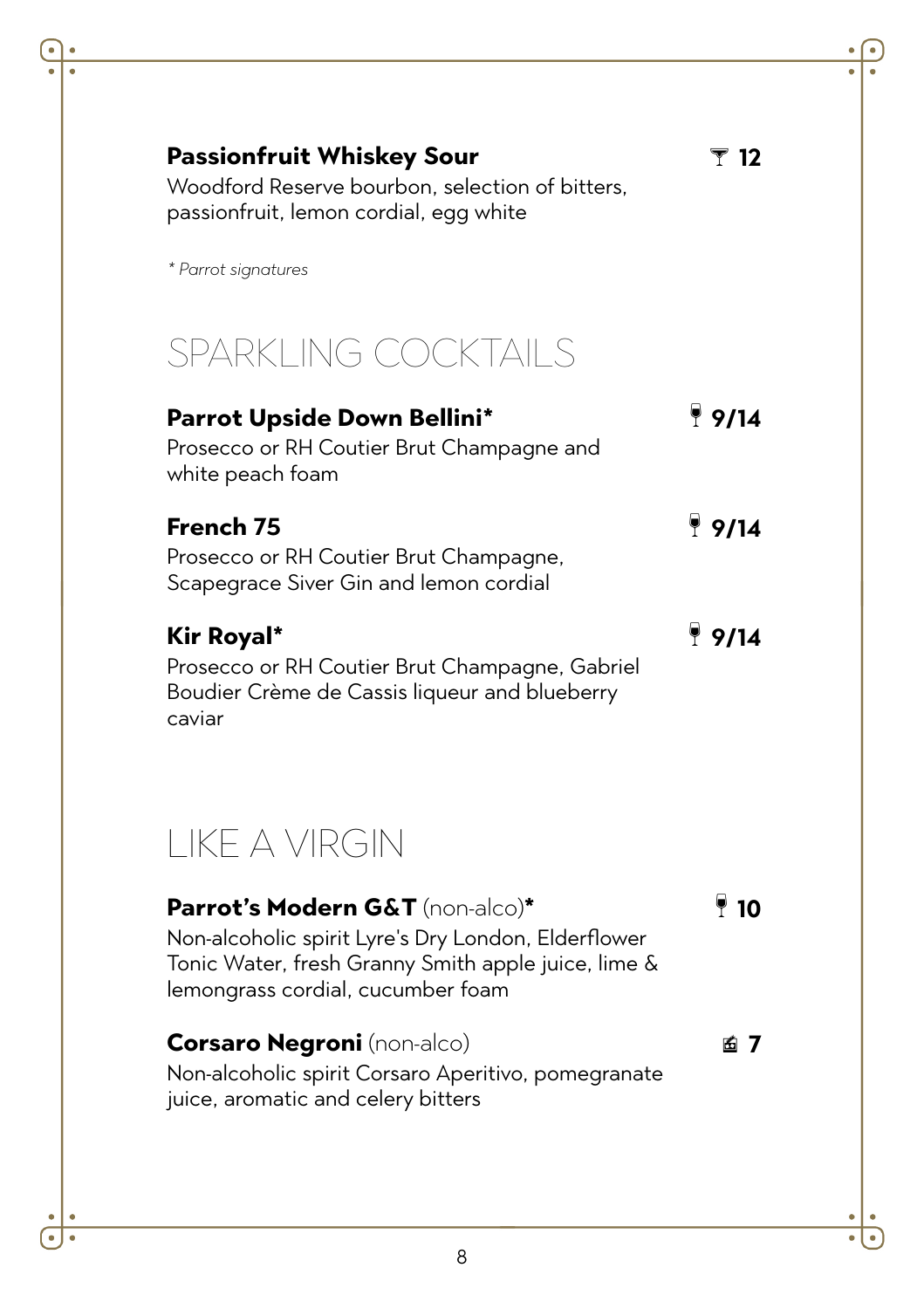**Passionfruit Whiskey Sour** 12

Woodford Reserve bourbon, selection of bitters, passionfruit, lemon cordial, egg white

*\* Parrot signatures*

## SPARKLING COCKTAILS

**Parrot Upside Down Bellini*** 9/14

Prosecco or RH Coutier Brut Champagne and white peach foam

**French 75** 9/14

Prosecco or RH Coutier Brut Champagne, Scapegrace Siver Gin and lemon cordial

**Kir Royal*** 9/14

Prosecco or RH Coutier Brut Champagne, Gabriel Boudier Crème de Cassis liqueur and blueberry caviar

## LIKE A VIRGIN

**Parrot's Modern G&T** (non-alco)* 10

Non-alcoholic spirit Lyre's Dry London, Elderflower Tonic Water, fresh Granny Smith apple juice, lime & lemongrass cordial, cucumber foam

**Corsaro Negroni** (non-alco) 7

Non-alcoholic spirit Corsaro Aperitivo, pomegranate juice, aromatic and celery bitters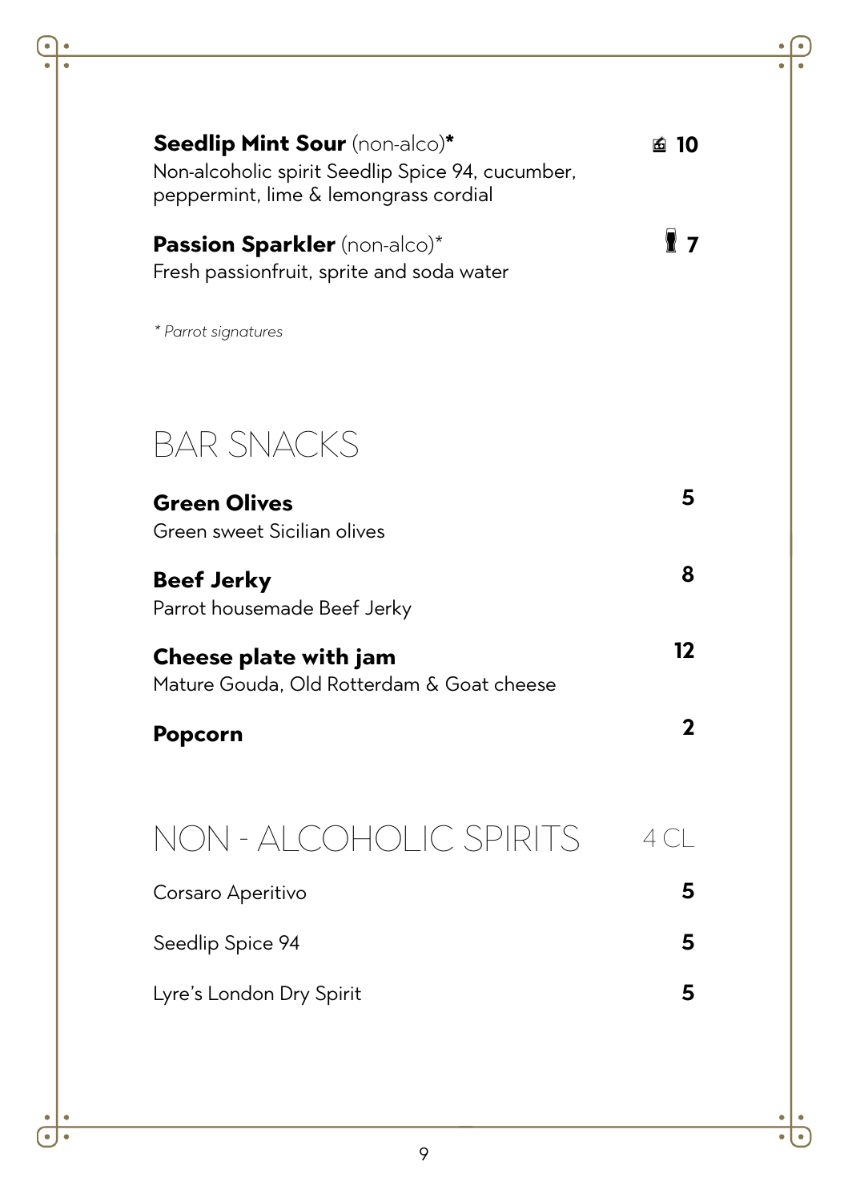**Seedlip Mint Sour** (non-alco)* 10
Non-alcoholic spirit Seedlip Spice 94, cucumber, peppermint, lime & lemongrass cordial

**Passion Sparkler** (non-alco)* 7
Fresh passionfruit, sprite and soda water

*\* Parrot signatures*

# BAR SNACKS

**Green Olives** 5
Green sweet Sicilian olives

**Beef Jerky** 8
Parrot housemade Beef Jerky

**Cheese plate with jam** 12
Mature Gouda, Old Rotterdam & Goat cheese

**Popcorn** 2

# NON - ALCOHOLIC SPIRITS 4 CL

Corsaro Aperitivo **5**

Seedlip Spice 94 **5**

Lyre's London Dry Spirit **5**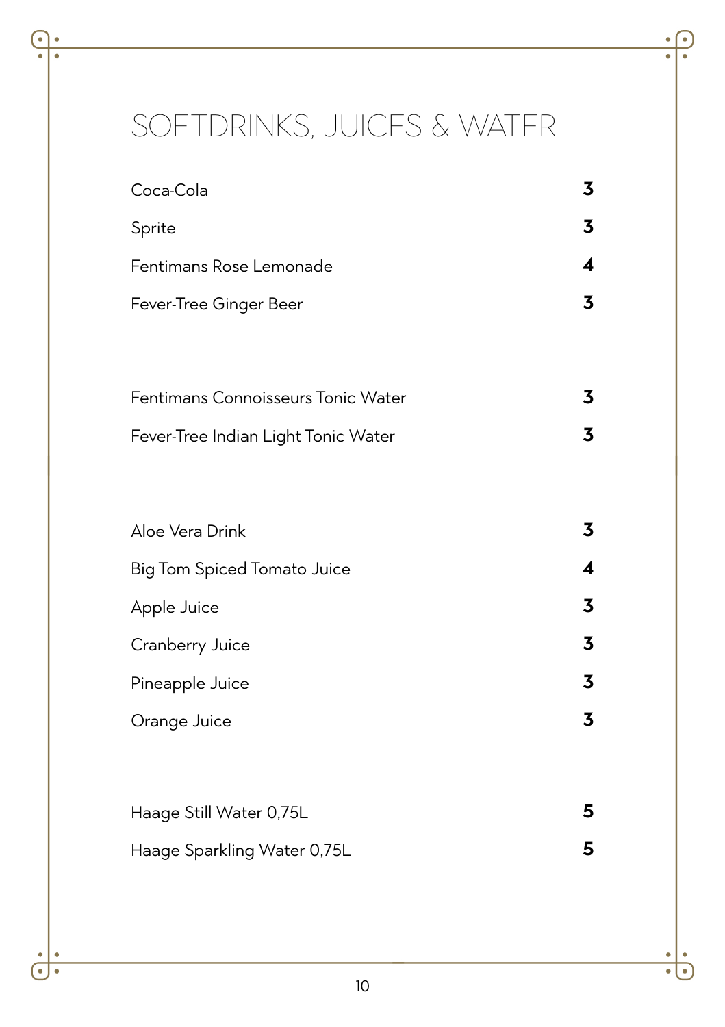# SOFTDRINKS, JUICES & WATER

| | |
|---|---|
| Coca-Cola | **3** |
| Sprite | **3** |
| Fentimans Rose Lemonade | **4** |
| Fever-Tree Ginger Beer | **3** |

| | |
|---|---|
| Fentimans Connoisseurs Tonic Water | **3** |
| Fever-Tree Indian Light Tonic Water | **3** |

| | |
|---|---|
| Aloe Vera Drink | **3** |
| Big Tom Spiced Tomato Juice | **4** |
| Apple Juice | **3** |
| Cranberry Juice | **3** |
| Pineapple Juice | **3** |
| Orange Juice | **3** |

| | |
|---|---|
| Haage Still Water 0,75L | **5** |
| Haage Sparkling Water 0,75L | **5** |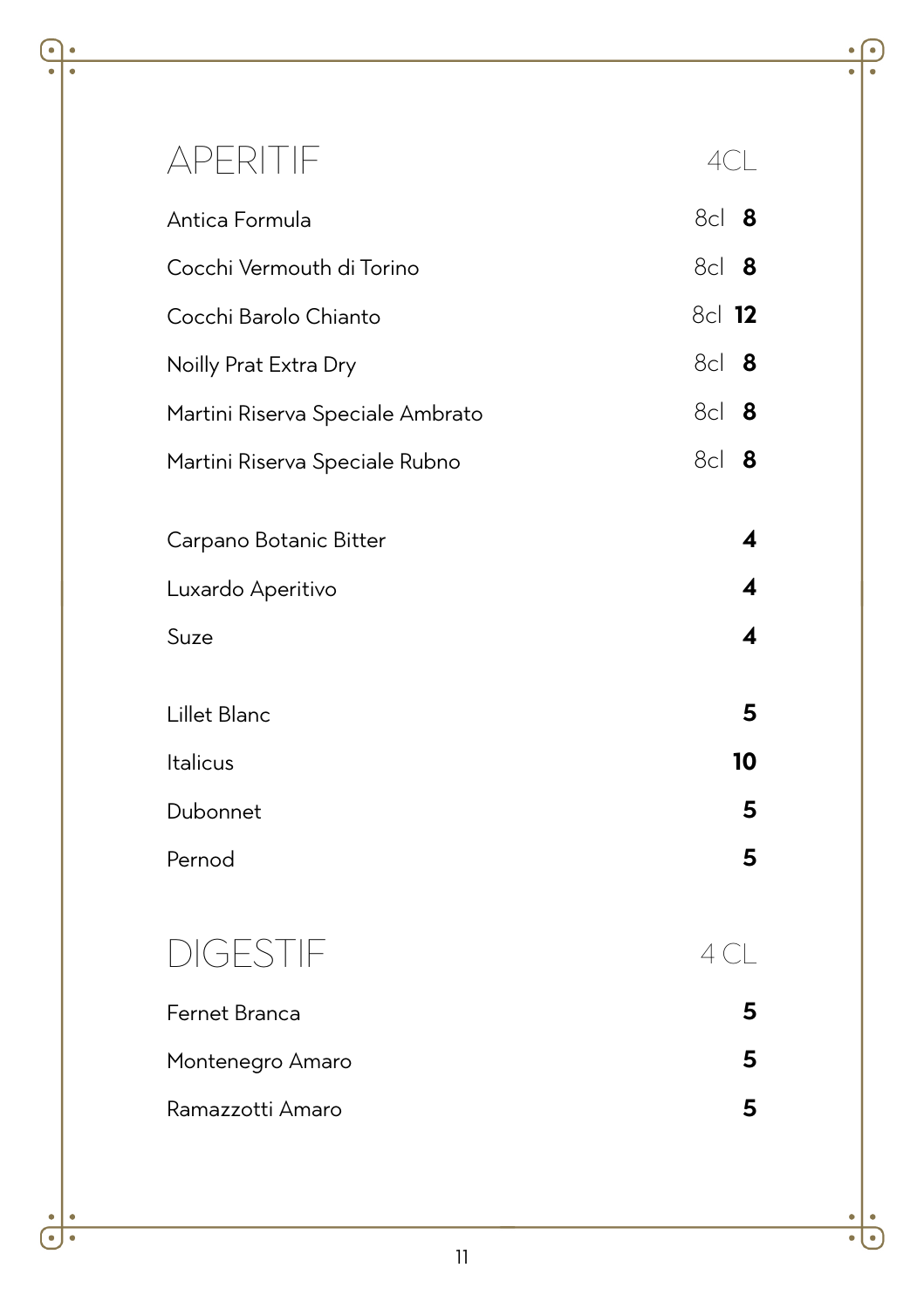## APERITIF

| Item | | 4CL |
|---|---|---|
| Antica Formula | 8cl | **8** |
| Cocchi Vermouth di Torino | 8cl | **8** |
| Cocchi Barolo Chianto | 8cl | **12** |
| Noilly Prat Extra Dry | 8cl | **8** |
| Martini Riserva Speciale Ambrato | 8cl | **8** |
| Martini Riserva Speciale Rubno | 8cl | **8** |
| Carpano Botanic Bitter | | **4** |
| Luxardo Aperitivo | | **4** |
| Suze | | **4** |
| Lillet Blanc | | **5** |
| Italicus | | **10** |
| Dubonnet | | **5** |
| Pernod | | **5** |

## DIGESTIF

| Item | 4 CL |
|---|---|
| Fernet Branca | **5** |
| Montenegro Amaro | **5** |
| Ramazzotti Amaro | **5** |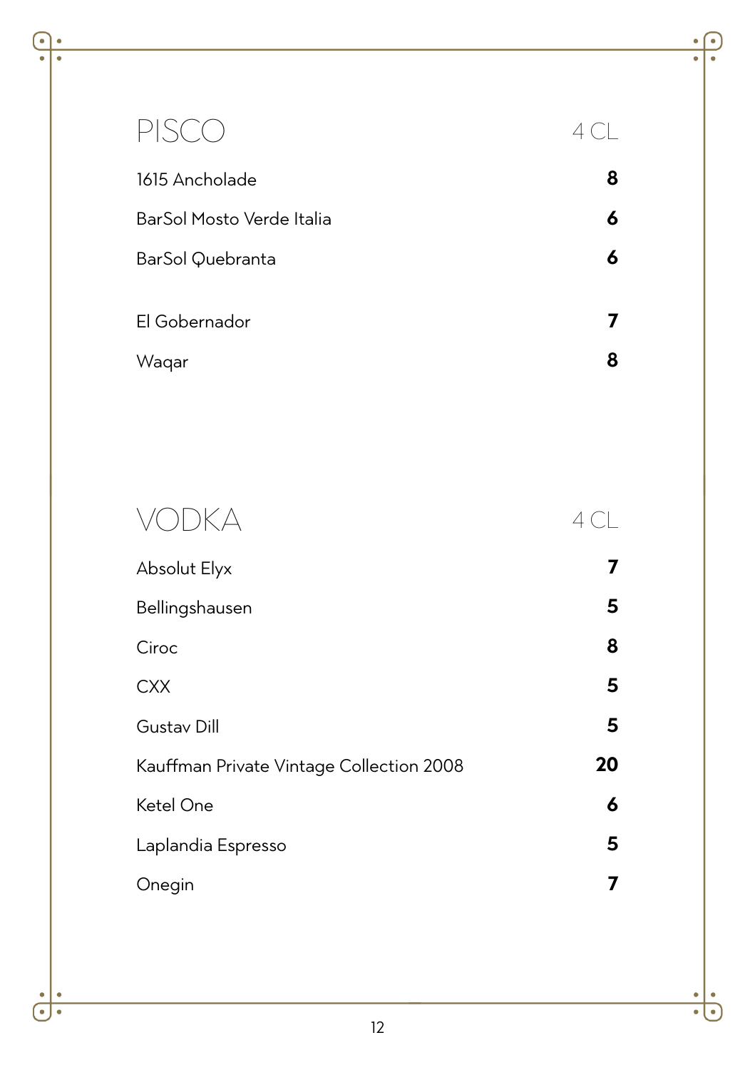| PISCO | 4 CL |
|---|---|
| 1615 Ancholade | **8** |
| BarSol Mosto Verde Italia | **6** |
| BarSol Quebranta | **6** |
| El Gobernador | **7** |
| Waqar | **8** |

| VODKA | 4 CL |
|---|---|
| Absolut Elyx | **7** |
| Bellingshausen | **5** |
| Ciroc | **8** |
| CXX | **5** |
| Gustav Dill | **5** |
| Kauffman Private Vintage Collection 2008 | **20** |
| Ketel One | **6** |
| Laplandia Espresso | **5** |
| Onegin | **7** |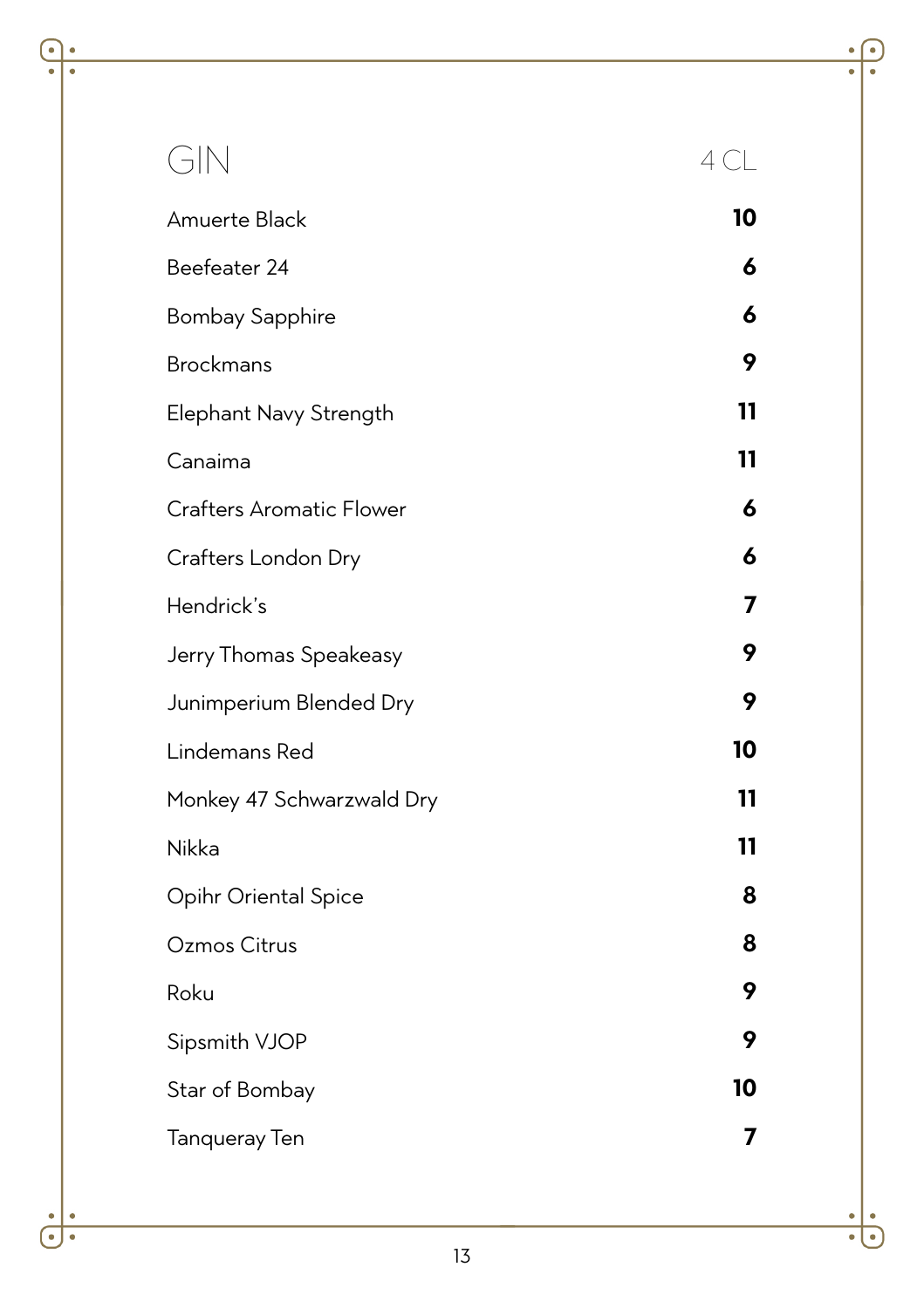| GIN | 4 CL |
|---|---|
| Amuerte Black | **10** |
| Beefeater 24 | **6** |
| Bombay Sapphire | **6** |
| Brockmans | **9** |
| Elephant Navy Strength | **11** |
| Canaima | **11** |
| Crafters Aromatic Flower | **6** |
| Crafters London Dry | **6** |
| Hendrick's | **7** |
| Jerry Thomas Speakeasy | **9** |
| Junimperium Blended Dry | **9** |
| Lindemans Red | **10** |
| Monkey 47 Schwarzwald Dry | **11** |
| Nikka | **11** |
| Opihr Oriental Spice | **8** |
| Ozmos Citrus | **8** |
| Roku | **9** |
| Sipsmith VJOP | **9** |
| Star of Bombay | **10** |
| Tanqueray Ten | **7** |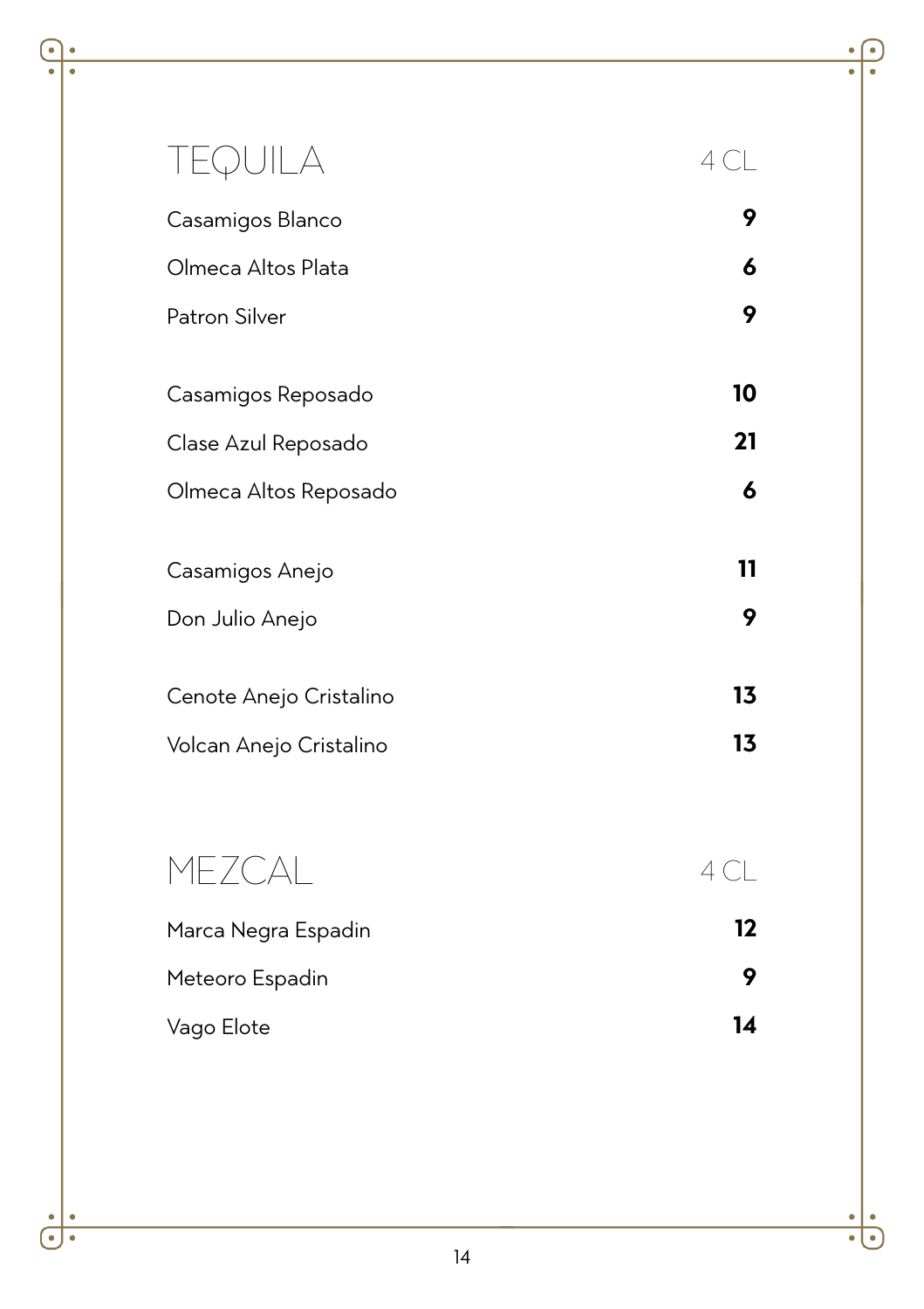## TEQUILA

| | 4 CL |
|---|---|
| Casamigos Blanco | **9** |
| Olmeca Altos Plata | **6** |
| Patron Silver | **9** |
| | |
| Casamigos Reposado | **10** |
| Clase Azul Reposado | **21** |
| Olmeca Altos Reposado | **6** |
| | |
| Casamigos Anejo | **11** |
| Don Julio Anejo | **9** |
| | |
| Cenote Anejo Cristalino | **13** |
| Volcan Anejo Cristalino | **13** |

## MEZCAL

| | 4 CL |
|---|---|
| Marca Negra Espadin | **12** |
| Meteoro Espadin | **9** |
| Vago Elote | **14** |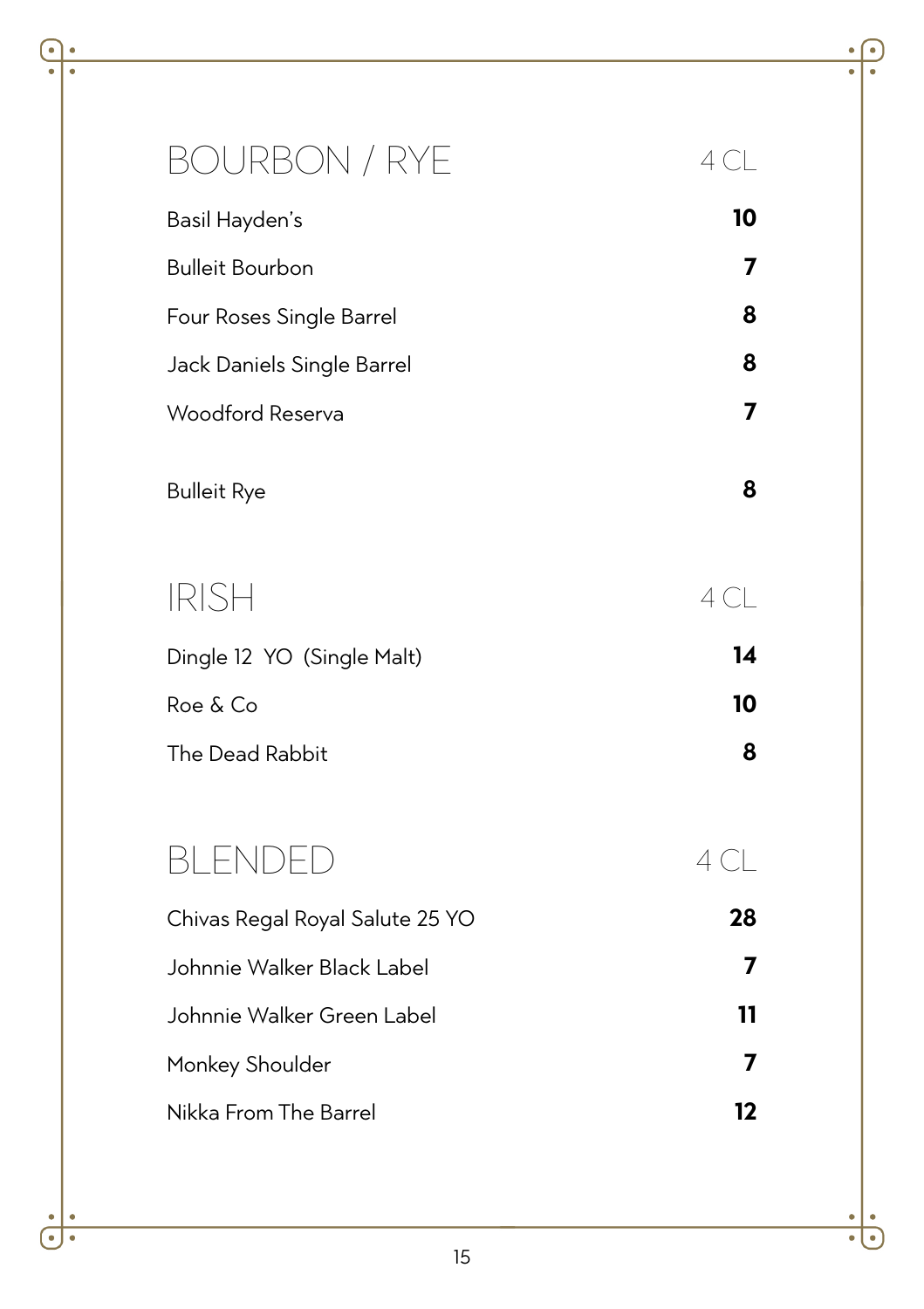## BOURBON / RYE

| | 4 CL |
|---|---|
| Basil Hayden’s | **10** |
| Bulleit Bourbon | **7** |
| Four Roses Single Barrel | **8** |
| Jack Daniels Single Barrel | **8** |
| Woodford Reserva | **7** |
| Bulleit Rye | **8** |

## IRISH

| | 4 CL |
|---|---|
| Dingle 12 YO (Single Malt) | **14** |
| Roe & Co | **10** |
| The Dead Rabbit | **8** |

## BLENDED

| | 4 CL |
|---|---|
| Chivas Regal Royal Salute 25 YO | **28** |
| Johnnie Walker Black Label | **7** |
| Johnnie Walker Green Label | **11** |
| Monkey Shoulder | **7** |
| Nikka From The Barrel | **12** |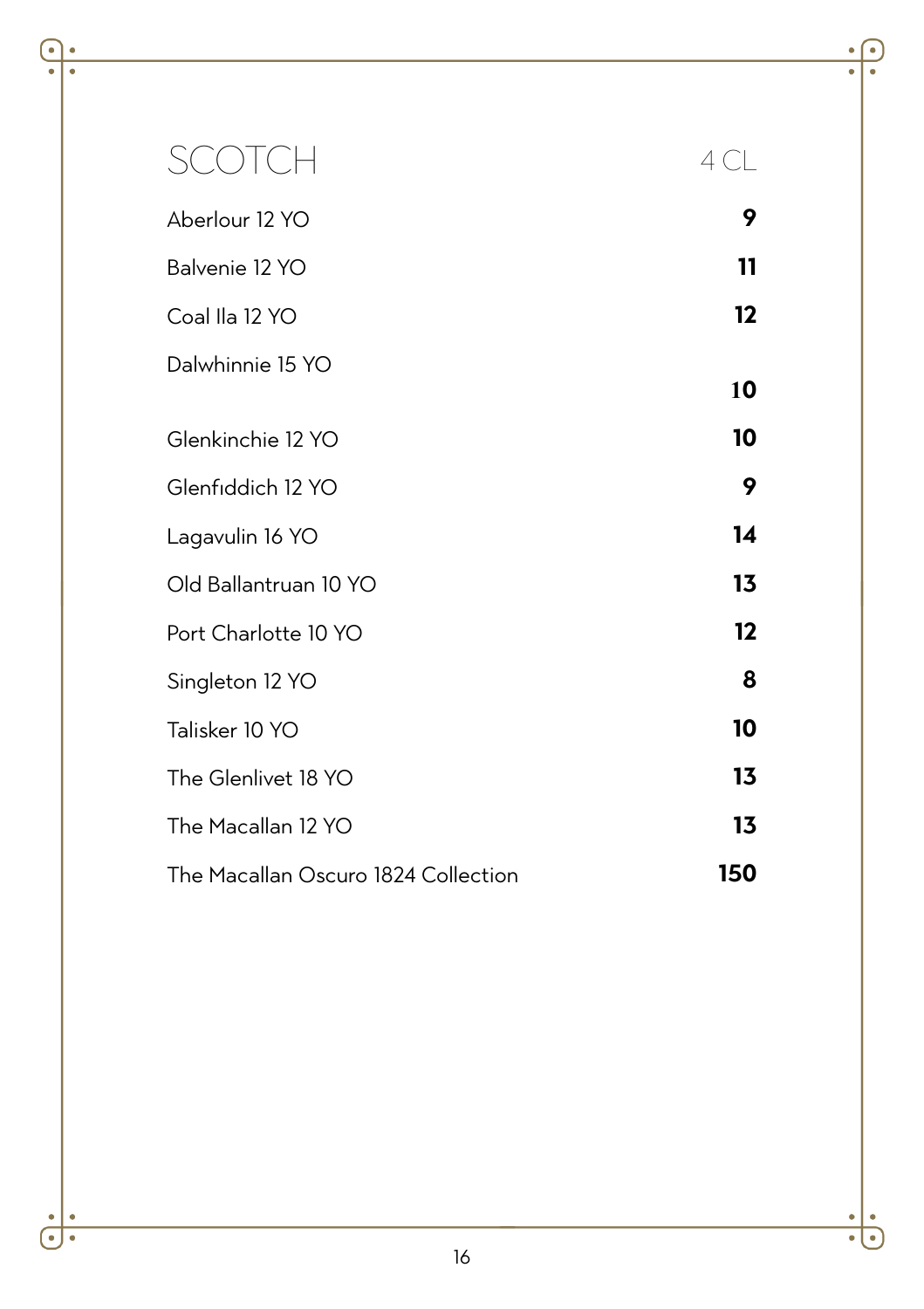# SCOTCH

| SCOTCH | 4 CL |
|---|---|
| Aberlour 12 YO | **9** |
| Balvenie 12 YO | **11** |
| Coal Ila 12 YO | **12** |
| Dalwhinnie 15 YO | **10** |
| Glenkinchie 12 YO | **10** |
| Glenfiddich 12 YO | **9** |
| Lagavulin 16 YO | **14** |
| Old Ballantruan 10 YO | **13** |
| Port Charlotte 10 YO | **12** |
| Singleton 12 YO | **8** |
| Talisker 10 YO | **10** |
| The Glenlivet 18 YO | **13** |
| The Macallan 12 YO | **13** |
| The Macallan Oscuro 1824 Collection | **150** |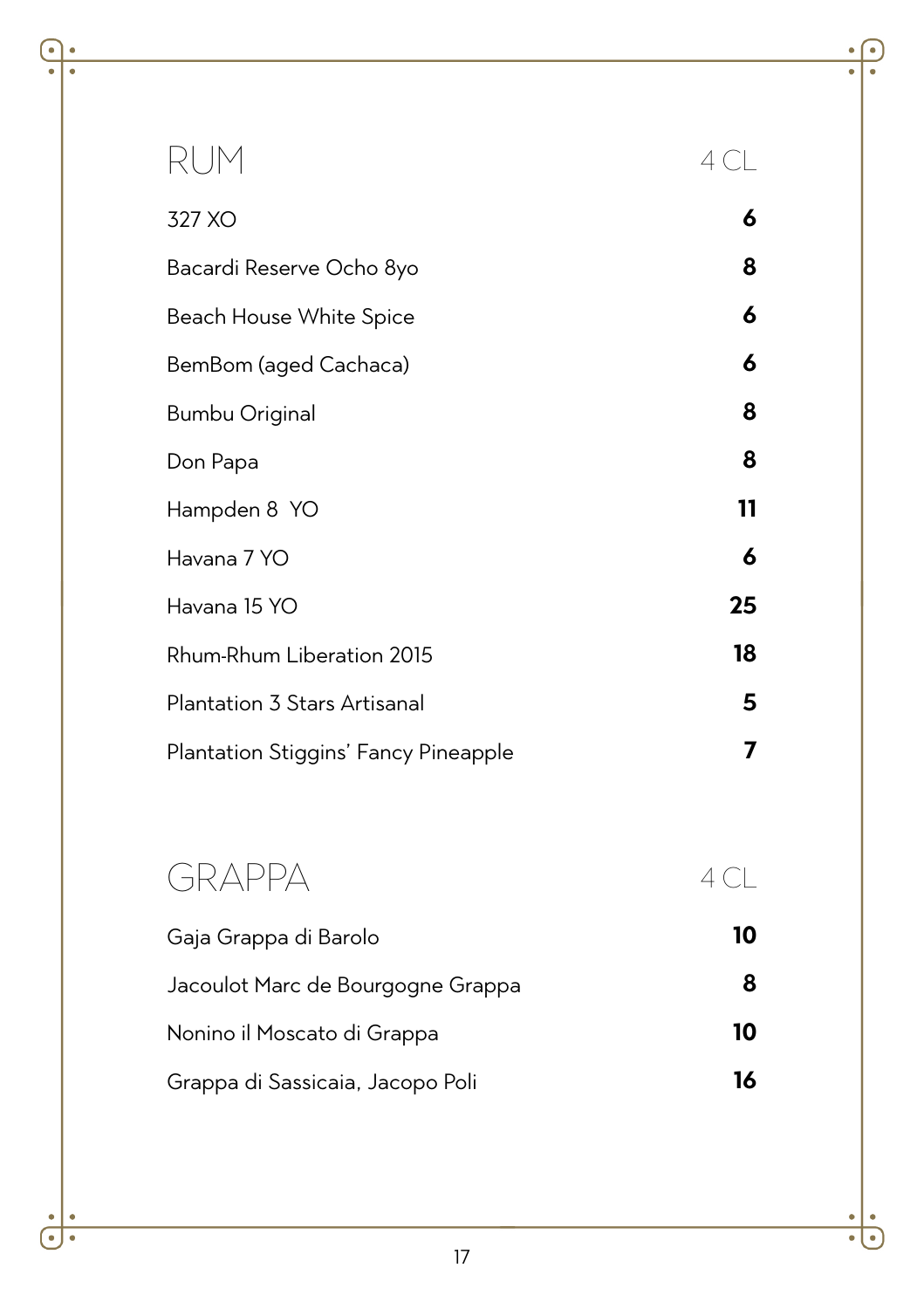## RUM

| RUM | 4 CL |
|---|---|
| 327 XO | **6** |
| Bacardi Reserve Ocho 8yo | **8** |
| Beach House White Spice | **6** |
| BemBom (aged Cachaca) | **6** |
| Bumbu Original | **8** |
| Don Papa | **8** |
| Hampden 8 YO | **11** |
| Havana 7 YO | **6** |
| Havana 15 YO | **25** |
| Rhum-Rhum Liberation 2015 | **18** |
| Plantation 3 Stars Artisanal | **5** |
| Plantation Stiggins' Fancy Pineapple | **7** |

## GRAPPA

| GRAPPA | 4 CL |
|---|---|
| Gaja Grappa di Barolo | **10** |
| Jacoulot Marc de Bourgogne Grappa | **8** |
| Nonino il Moscato di Grappa | **10** |
| Grappa di Sassicaia, Jacopo Poli | **16** |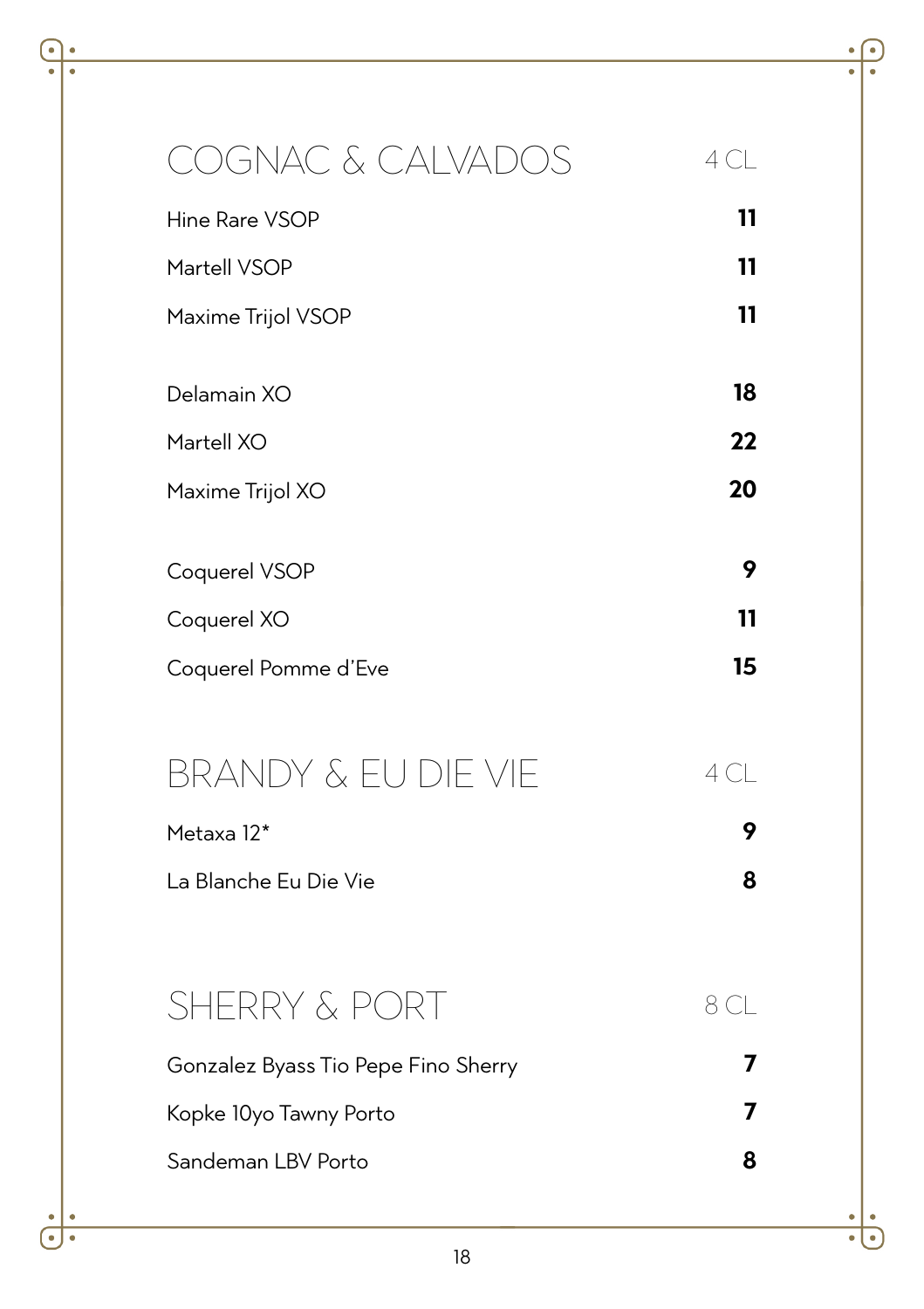## COGNAC & CALVADOS

| | 4 CL |
|---|---|
| Hine Rare VSOP | **11** |
| Martell VSOP | **11** |
| Maxime Trijol VSOP | **11** |
| Delamain XO | **18** |
| Martell XO | **22** |
| Maxime Trijol XO | **20** |
| Coquerel VSOP | **9** |
| Coquerel XO | **11** |
| Coquerel Pomme d'Eve | **15** |

## BRANDY & EU DIE VIE

| | 4 CL |
|---|---|
| Metaxa 12* | **9** |
| La Blanche Eu Die Vie | **8** |

## SHERRY & PORT

| | 8 CL |
|---|---|
| Gonzalez Byass Tio Pepe Fino Sherry | **7** |
| Kopke 10yo Tawny Porto | **7** |
| Sandeman LBV Porto | **8** |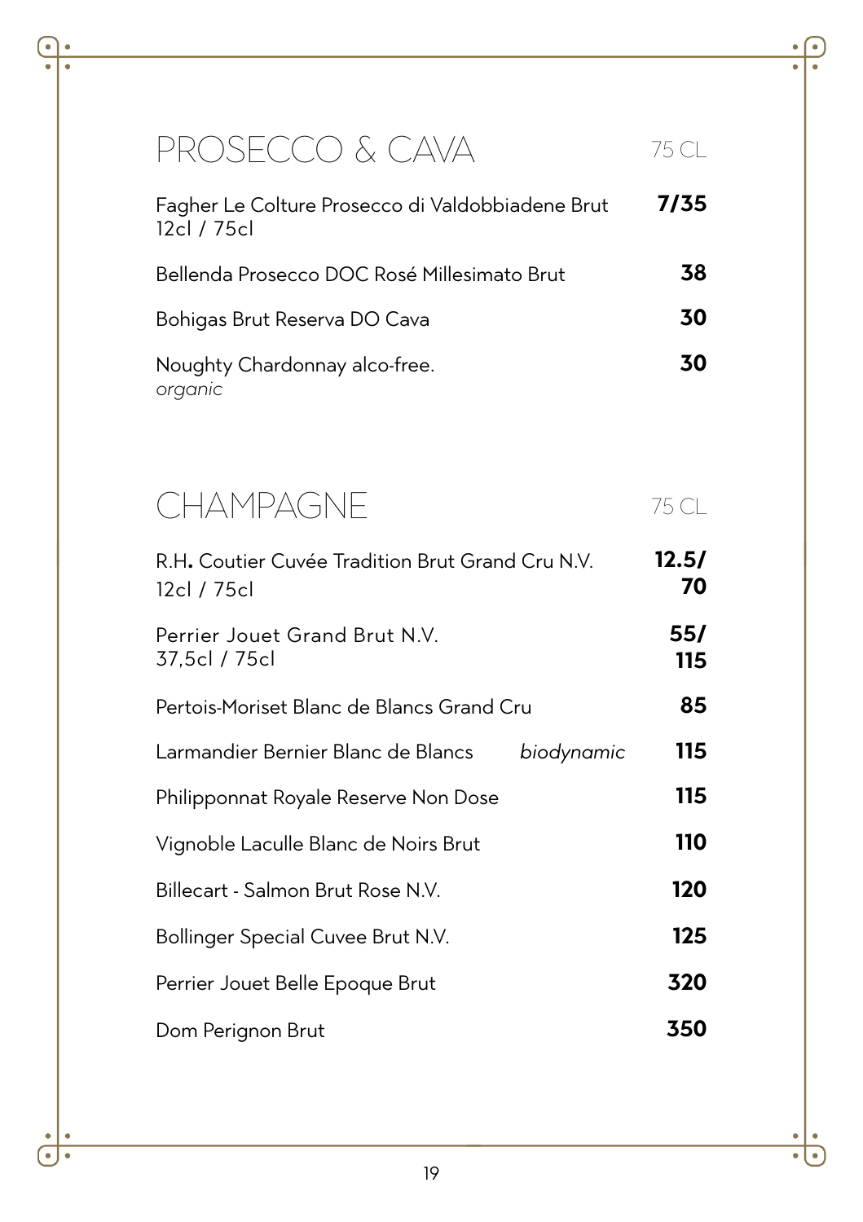## PROSECCO & CAVA

| | 75 CL |
|---|---|
| Fagher Le Colture Prosecco di Valdobbiadene Brut 12cl / 75cl | **7/35** |
| Bellenda Prosecco DOC Rosé Millesimato Brut | **38** |
| Bohigas Brut Reserva DO Cava | **30** |
| Noughty Chardonnay alco-free. *organic* | **30** |

## CHAMPAGNE

| | 75 CL |
|---|---|
| R.H**.** Coutier Cuvée Tradition Brut Grand Cru N.V. 12cl / 75cl | **12.5/ 70** |
| Perrier Jouet Grand Brut N.V. 37,5cl / 75cl | **55/ 115** |
| Pertois-Moriset Blanc de Blancs Grand Cru | **85** |
| Larmandier Bernier Blanc de Blancs *biodynamic* | **115** |
| Philipponnat Royale Reserve Non Dose | **115** |
| Vignoble Laculle Blanc de Noirs Brut | **110** |
| Billecart - Salmon Brut Rose N.V. | **120** |
| Bollinger Special Cuvee Brut N.V. | **125** |
| Perrier Jouet Belle Epoque Brut | **320** |
| Dom Perignon Brut | **350** |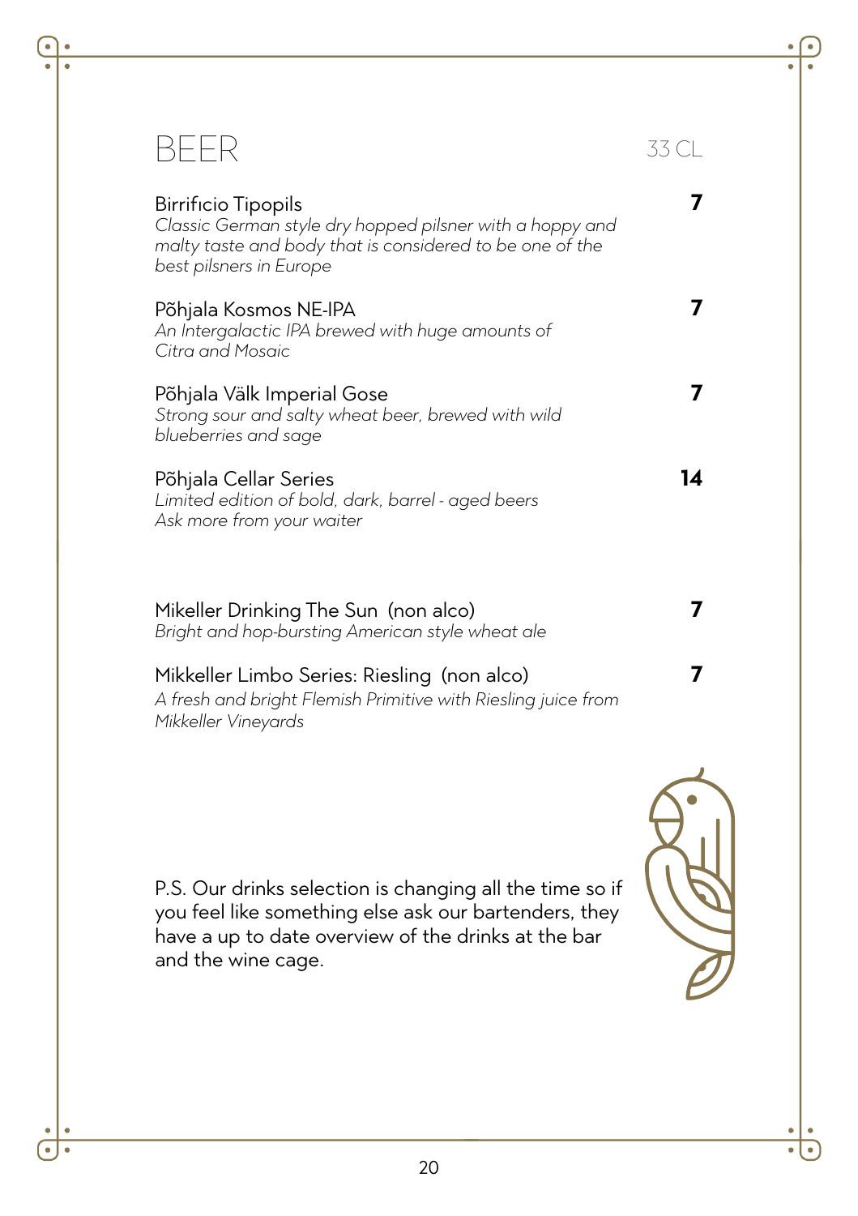# BEER

33 CL

**Birrificio Tipopils** — **7**
*Classic German style dry hopped pilsner with a hoppy and malty taste and body that is considered to be one of the best pilsners in Europe*

**Põhjala Kosmos NE-IPA** — **7**
*An Intergalactic IPA brewed with huge amounts of Citra and Mosaic*

**Põhjala Välk Imperial Gose** — **7**
*Strong sour and salty wheat beer, brewed with wild blueberries and sage*

**Põhjala Cellar Series** — **14**
*Limited edition of bold, dark, barrel - aged beers*
*Ask more from your waiter*

**Mikeller Drinking The Sun (non alco)** — **7**
*Bright and hop-bursting American style wheat ale*

**Mikkeller Limbo Series: Riesling (non alco)** — **7**
*A fresh and bright Flemish Primitive with Riesling juice from Mikkeller Vineyards*

P.S. Our drinks selection is changing all the time so if you feel like something else ask our bartenders, they have a up to date overview of the drinks at the bar and the wine cage.